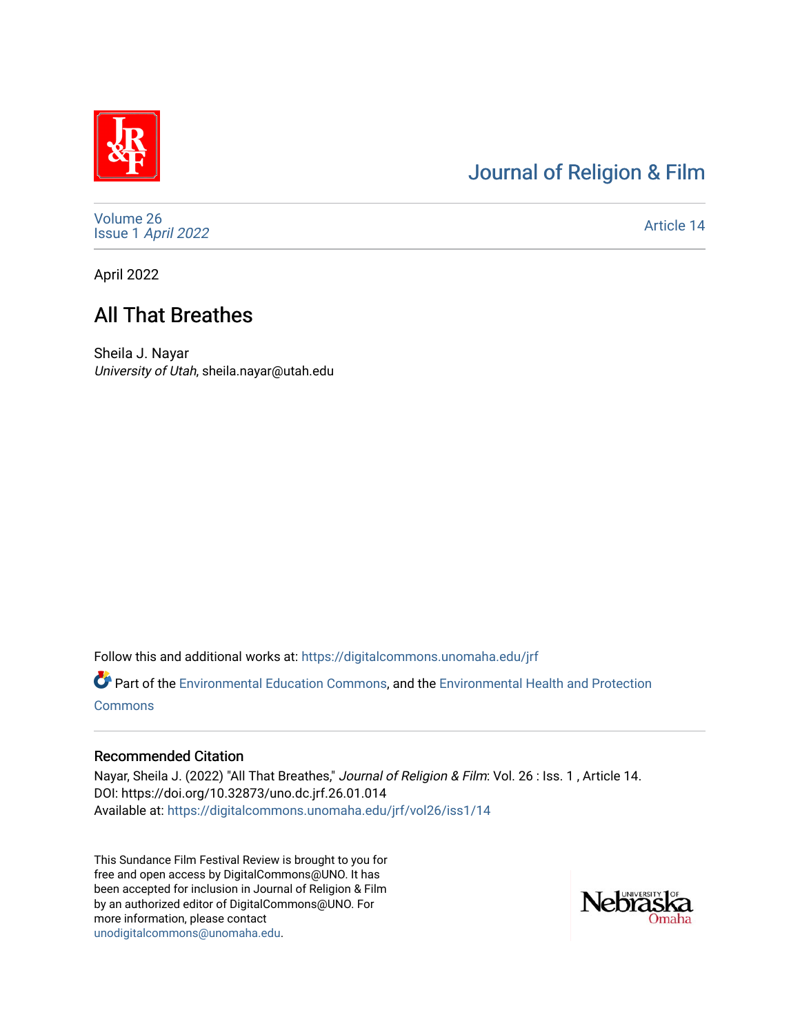# Journal of Religion & Film

Volume 26
Issue 1 *April 2022*

Article 14

April 2022

## All That Breathes

Sheila J. Nayar
*University of Utah*, sheila.nayar@utah.edu

Follow this and additional works at: https://digitalcommons.unomaha.edu/jrf

Part of the Environmental Education Commons, and the Environmental Health and Protection Commons

### Recommended Citation

Nayar, Sheila J. (2022) "All That Breathes," *Journal of Religion & Film*: Vol. 26 : Iss. 1 , Article 14.
DOI: https://doi.org/10.32873/uno.dc.jrf.26.01.014
Available at: https://digitalcommons.unomaha.edu/jrf/vol26/iss1/14

This Sundance Film Festival Review is brought to you for free and open access by DigitalCommons@UNO. It has been accepted for inclusion in Journal of Religion & Film by an authorized editor of DigitalCommons@UNO. For more information, please contact unodigitalcommons@unomaha.edu.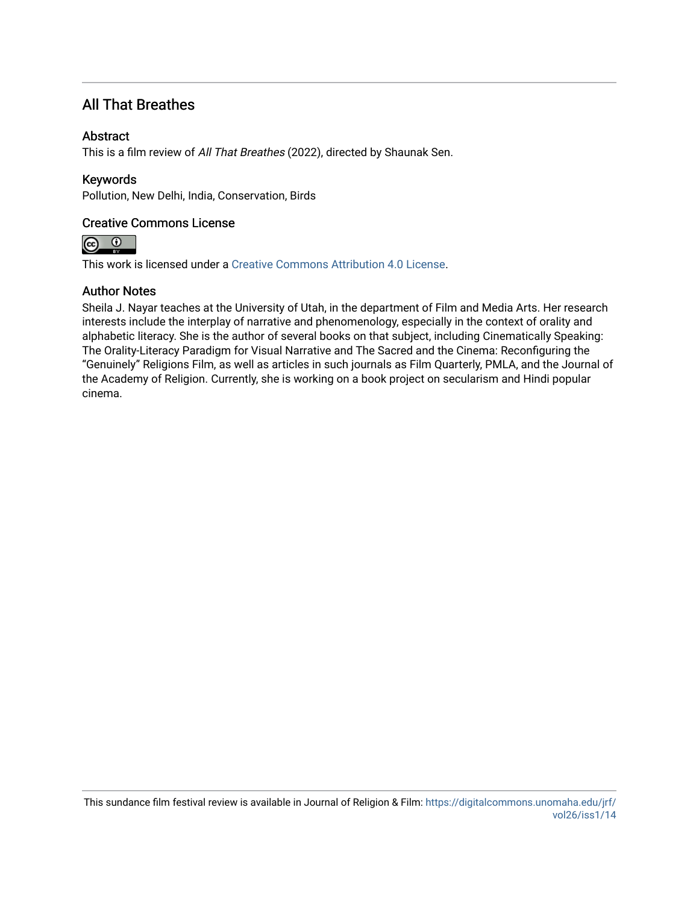## All That Breathes

### Abstract

This is a film review of *All That Breathes* (2022), directed by Shaunak Sen.

### Keywords

Pollution, New Delhi, India, Conservation, Birds

### Creative Commons License

This work is licensed under a Creative Commons Attribution 4.0 License.

### Author Notes

Sheila J. Nayar teaches at the University of Utah, in the department of Film and Media Arts. Her research interests include the interplay of narrative and phenomenology, especially in the context of orality and alphabetic literacy. She is the author of several books on that subject, including Cinematically Speaking: The Orality-Literacy Paradigm for Visual Narrative and The Sacred and the Cinema: Reconfiguring the "Genuinely" Religions Film, as well as articles in such journals as Film Quarterly, PMLA, and the Journal of the Academy of Religion. Currently, she is working on a book project on secularism and Hindi popular cinema.

This sundance film festival review is available in Journal of Religion & Film: https://digitalcommons.unomaha.edu/jrf/vol26/iss1/14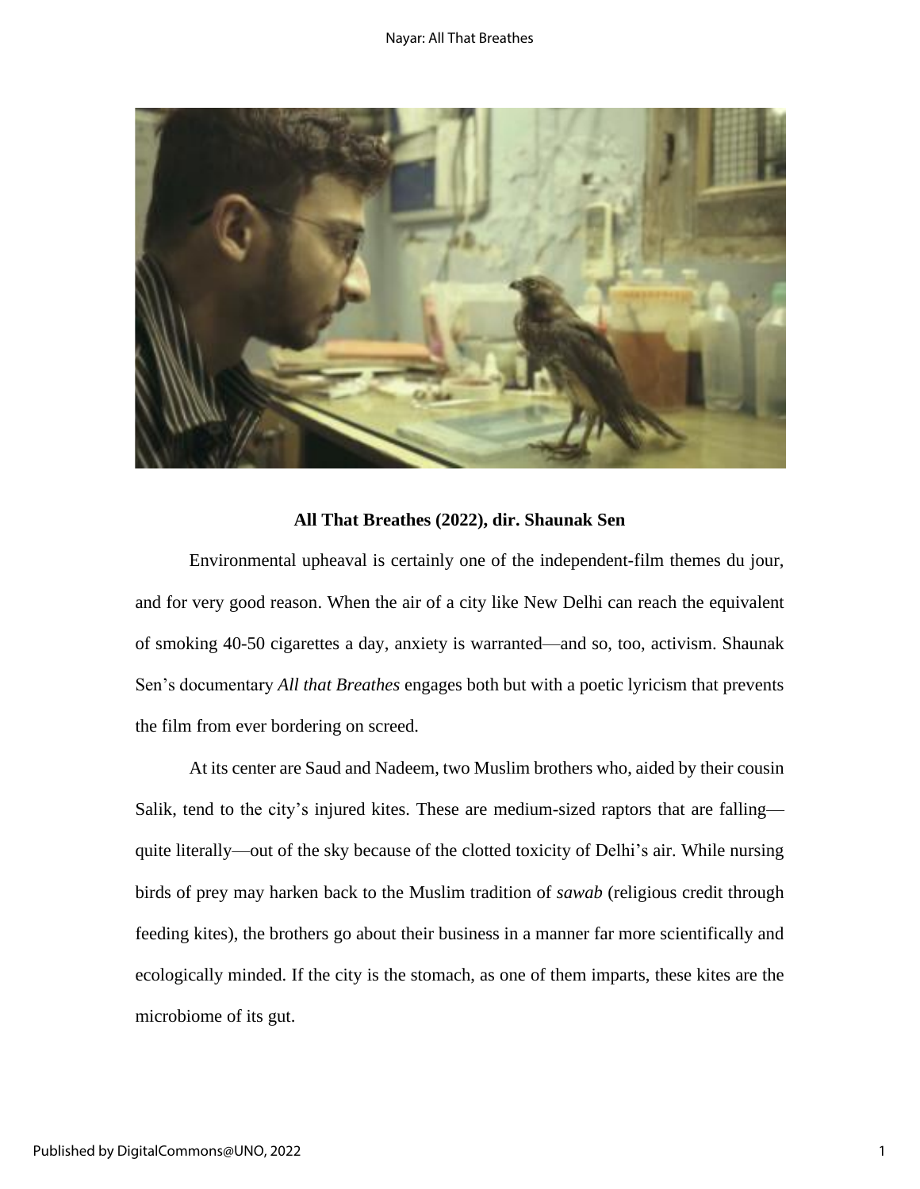**All That Breathes (2022), dir. Shaunak Sen**

Environmental upheaval is certainly one of the independent-film themes du jour, and for very good reason. When the air of a city like New Delhi can reach the equivalent of smoking 40-50 cigarettes a day, anxiety is warranted—and so, too, activism. Shaunak Sen's documentary *All that Breathes* engages both but with a poetic lyricism that prevents the film from ever bordering on screed.

At its center are Saud and Nadeem, two Muslim brothers who, aided by their cousin Salik, tend to the city's injured kites. These are medium-sized raptors that are falling—quite literally—out of the sky because of the clotted toxicity of Delhi's air. While nursing birds of prey may harken back to the Muslim tradition of *sawab* (religious credit through feeding kites), the brothers go about their business in a manner far more scientifically and ecologically minded. If the city is the stomach, as one of them imparts, these kites are the microbiome of its gut.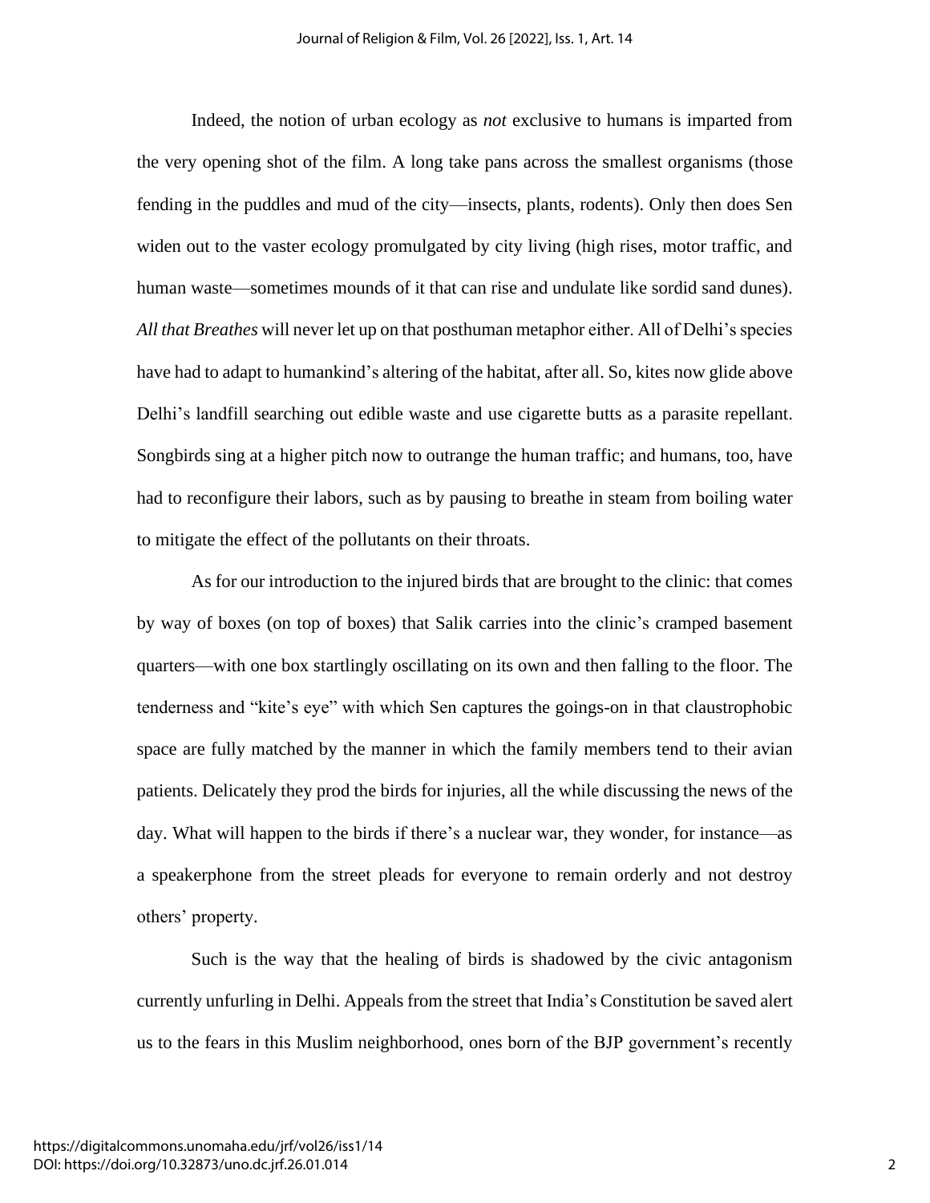Indeed, the notion of urban ecology as *not* exclusive to humans is imparted from the very opening shot of the film. A long take pans across the smallest organisms (those fending in the puddles and mud of the city—insects, plants, rodents). Only then does Sen widen out to the vaster ecology promulgated by city living (high rises, motor traffic, and human waste—sometimes mounds of it that can rise and undulate like sordid sand dunes). *All that Breathes* will never let up on that posthuman metaphor either. All of Delhi's species have had to adapt to humankind's altering of the habitat, after all. So, kites now glide above Delhi's landfill searching out edible waste and use cigarette butts as a parasite repellant. Songbirds sing at a higher pitch now to outrange the human traffic; and humans, too, have had to reconfigure their labors, such as by pausing to breathe in steam from boiling water to mitigate the effect of the pollutants on their throats.

As for our introduction to the injured birds that are brought to the clinic: that comes by way of boxes (on top of boxes) that Salik carries into the clinic's cramped basement quarters—with one box startlingly oscillating on its own and then falling to the floor. The tenderness and "kite's eye" with which Sen captures the goings-on in that claustrophobic space are fully matched by the manner in which the family members tend to their avian patients. Delicately they prod the birds for injuries, all the while discussing the news of the day. What will happen to the birds if there's a nuclear war, they wonder, for instance—as a speakerphone from the street pleads for everyone to remain orderly and not destroy others' property.

Such is the way that the healing of birds is shadowed by the civic antagonism currently unfurling in Delhi. Appeals from the street that India's Constitution be saved alert us to the fears in this Muslim neighborhood, ones born of the BJP government's recently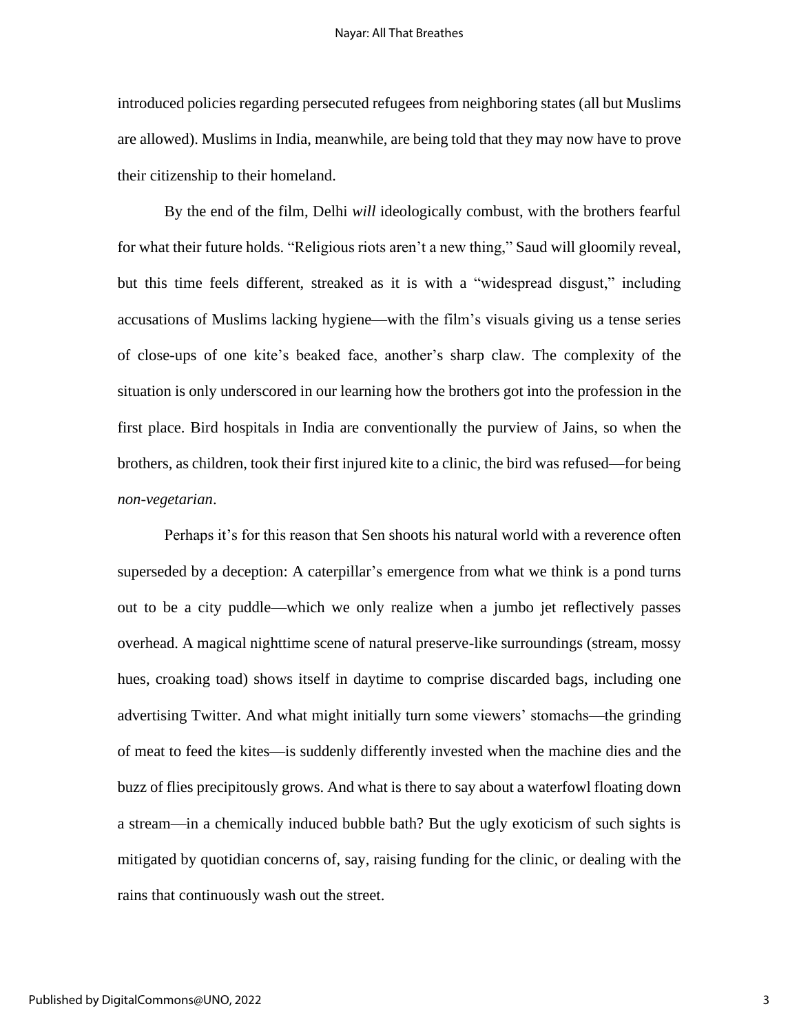introduced policies regarding persecuted refugees from neighboring states (all but Muslims are allowed). Muslims in India, meanwhile, are being told that they may now have to prove their citizenship to their homeland.

By the end of the film, Delhi *will* ideologically combust, with the brothers fearful for what their future holds. "Religious riots aren't a new thing," Saud will gloomily reveal, but this time feels different, streaked as it is with a "widespread disgust," including accusations of Muslims lacking hygiene—with the film's visuals giving us a tense series of close-ups of one kite's beaked face, another's sharp claw. The complexity of the situation is only underscored in our learning how the brothers got into the profession in the first place. Bird hospitals in India are conventionally the purview of Jains, so when the brothers, as children, took their first injured kite to a clinic, the bird was refused—for being *non-vegetarian*.

Perhaps it's for this reason that Sen shoots his natural world with a reverence often superseded by a deception: A caterpillar's emergence from what we think is a pond turns out to be a city puddle—which we only realize when a jumbo jet reflectively passes overhead. A magical nighttime scene of natural preserve-like surroundings (stream, mossy hues, croaking toad) shows itself in daytime to comprise discarded bags, including one advertising Twitter. And what might initially turn some viewers' stomachs—the grinding of meat to feed the kites—is suddenly differently invested when the machine dies and the buzz of flies precipitously grows. And what is there to say about a waterfowl floating down a stream—in a chemically induced bubble bath? But the ugly exoticism of such sights is mitigated by quotidian concerns of, say, raising funding for the clinic, or dealing with the rains that continuously wash out the street.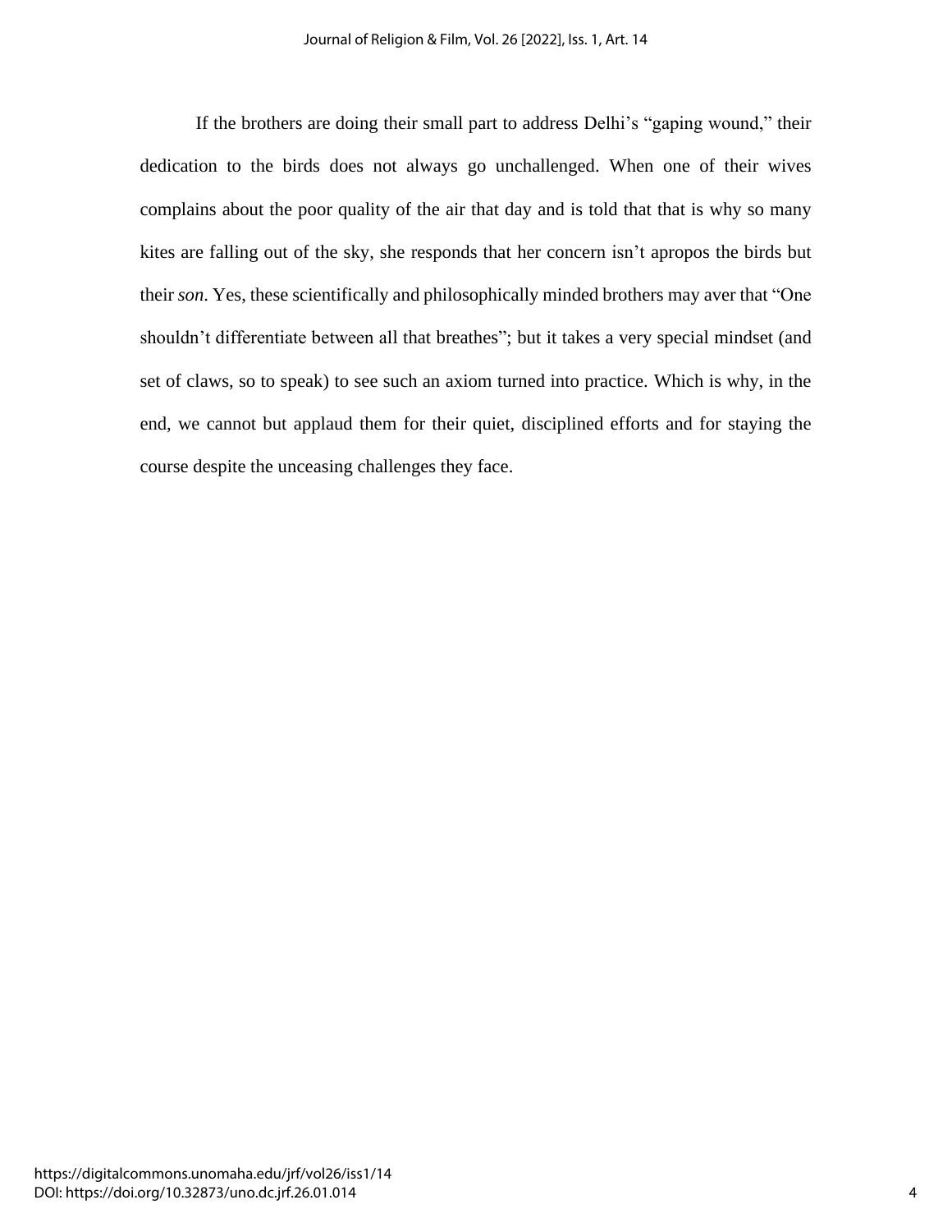If the brothers are doing their small part to address Delhi's "gaping wound," their dedication to the birds does not always go unchallenged. When one of their wives complains about the poor quality of the air that day and is told that that is why so many kites are falling out of the sky, she responds that her concern isn't apropos the birds but their *son*. Yes, these scientifically and philosophically minded brothers may aver that "One shouldn't differentiate between all that breathes"; but it takes a very special mindset (and set of claws, so to speak) to see such an axiom turned into practice. Which is why, in the end, we cannot but applaud them for their quiet, disciplined efforts and for staying the course despite the unceasing challenges they face.